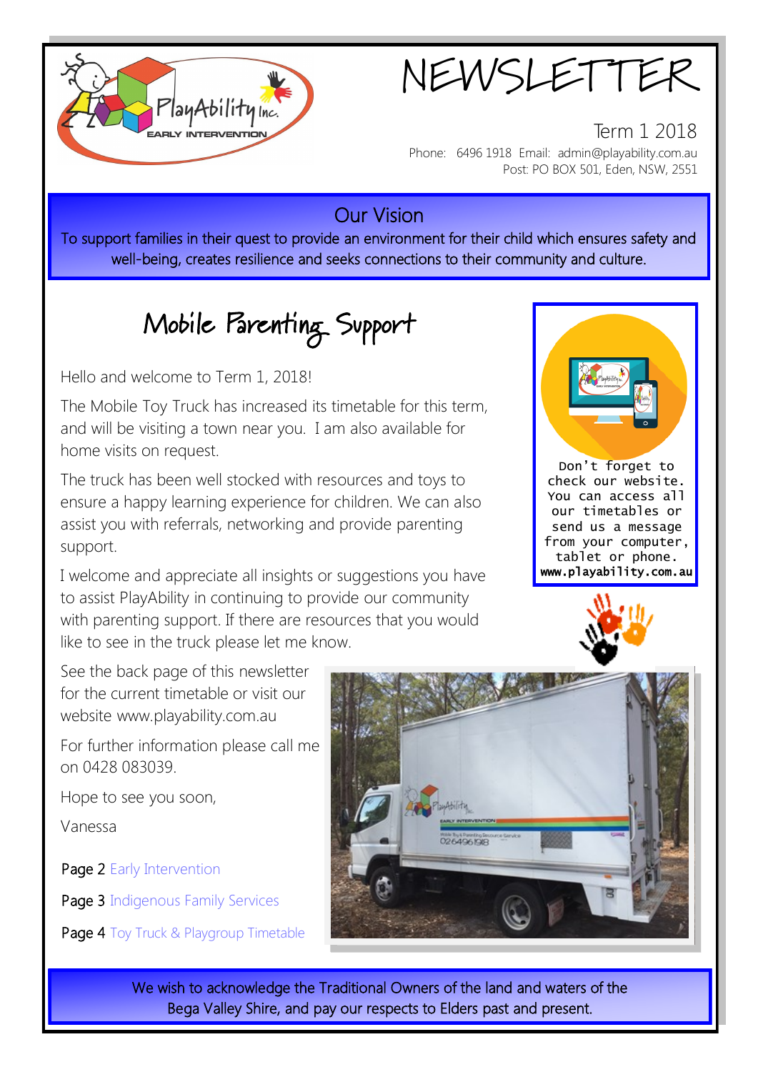# NEWSLETTER

Term 1 2018

Phone: 6496 1918 Email: admin@playability.com.au
Post: PO BOX 501, Eden, NSW, 2551

## Our Vision

To support families in their quest to provide an environment for their child which ensures safety and well-being, creates resilience and seeks connections to their community and culture.

## Mobile Parenting Support

Hello and welcome to Term 1, 2018!

The Mobile Toy Truck has increased its timetable for this term, and will be visiting a town near you. I am also available for home visits on request.

The truck has been well stocked with resources and toys to ensure a happy learning experience for children. We can also assist you with referrals, networking and provide parenting support.

I welcome and appreciate all insights or suggestions you have to assist PlayAbility in continuing to provide our community with parenting support. If there are resources that you would like to see in the truck please let me know.

See the back page of this newsletter for the current timetable or visit our website www.playability.com.au

For further information please call me on 0428 083039.

Hope to see you soon,

Vanessa

Don't forget to check our website. You can access all our timetables or send us a message from your computer, tablet or phone.
**www.playability.com.au**

Page 2 Early Intervention

Page 3 Indigenous Family Services

Page 4 Toy Truck & Playgroup Timetable

We wish to acknowledge the Traditional Owners of the land and waters of the Bega Valley Shire, and pay our respects to Elders past and present.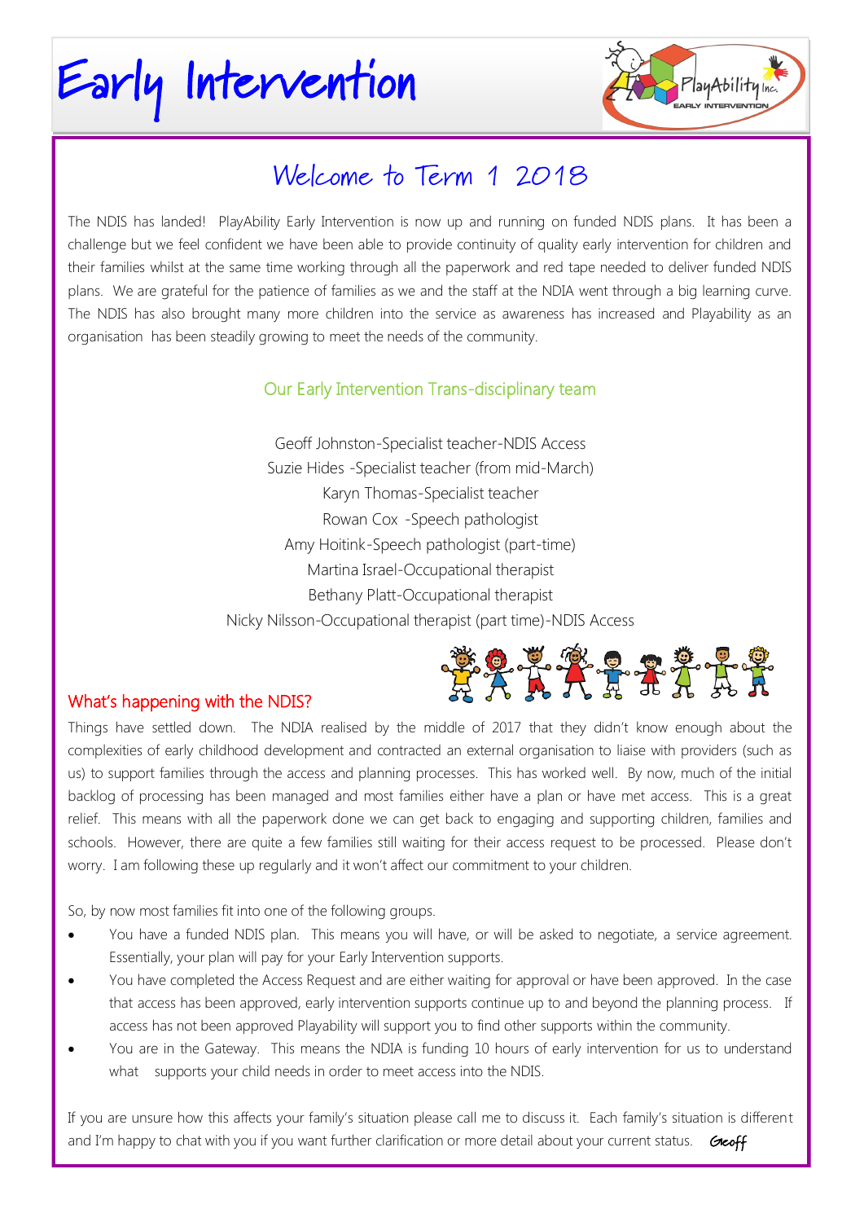# Early Intervention

## Welcome to Term 1 2018

The NDIS has landed! PlayAbility Early Intervention is now up and running on funded NDIS plans. It has been a challenge but we feel confident we have been able to provide continuity of quality early intervention for children and their families whilst at the same time working through all the paperwork and red tape needed to deliver funded NDIS plans. We are grateful for the patience of families as we and the staff at the NDIA went through a big learning curve. The NDIS has also brought many more children into the service as awareness has increased and Playability as an organisation has been steadily growing to meet the needs of the community.

### Our Early Intervention Trans-disciplinary team

Geoff Johnston-Specialist teacher-NDIS Access
Suzie Hides -Specialist teacher (from mid-March)
Karyn Thomas-Specialist teacher
Rowan Cox -Speech pathologist
Amy Hoitink-Speech pathologist (part-time)
Martina Israel-Occupational therapist
Bethany Platt-Occupational therapist
Nicky Nilsson-Occupational therapist (part time)-NDIS Access

### What's happening with the NDIS?

Things have settled down. The NDIA realised by the middle of 2017 that they didn't know enough about the complexities of early childhood development and contracted an external organisation to liaise with providers (such as us) to support families through the access and planning processes. This has worked well. By now, much of the initial backlog of processing has been managed and most families either have a plan or have met access. This is a great relief. This means with all the paperwork done we can get back to engaging and supporting children, families and schools. However, there are quite a few families still waiting for their access request to be processed. Please don't worry. I am following these up regularly and it won't affect our commitment to your children.

So, by now most families fit into one of the following groups.

- You have a funded NDIS plan. This means you will have, or will be asked to negotiate, a service agreement. Essentially, your plan will pay for your Early Intervention supports.
- You have completed the Access Request and are either waiting for approval or have been approved. In the case that access has been approved, early intervention supports continue up to and beyond the planning process. If access has not been approved Playability will support you to find other supports within the community.
- You are in the Gateway. This means the NDIA is funding 10 hours of early intervention for us to understand what supports your child needs in order to meet access into the NDIS.

If you are unsure how this affects your family's situation please call me to discuss it. Each family's situation is different and I'm happy to chat with you if you want further clarification or more detail about your current status. Geoff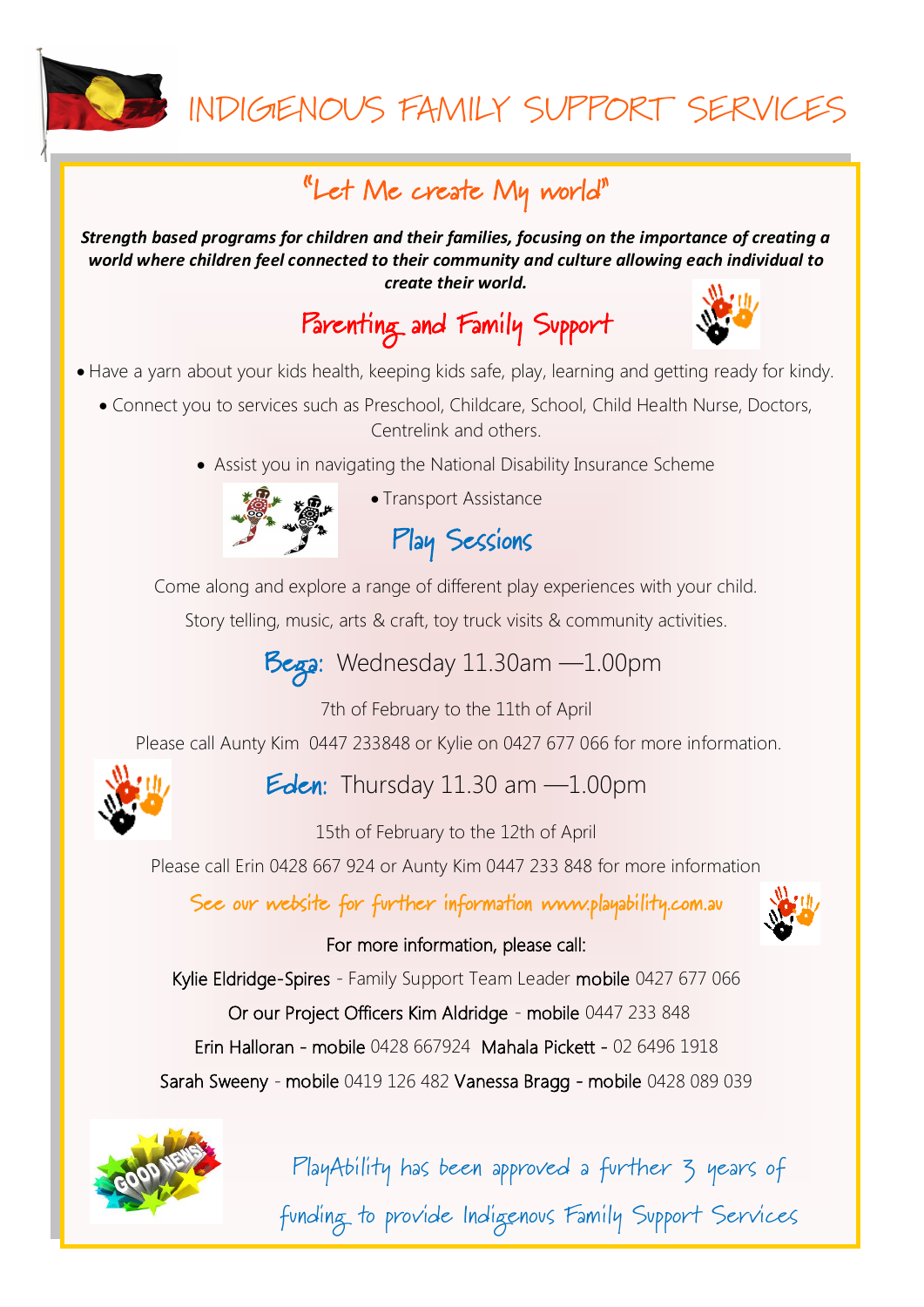# INDIGENOUS FAMILY SUPPORT SERVICES

## "Let Me create My world"

***Strength based programs for children and their families, focusing on the importance of creating a world where children feel connected to their community and culture allowing each individual to create their world.***

## Parenting and Family Support

- Have a yarn about your kids health, keeping kids safe, play, learning and getting ready for kindy.
- Connect you to services such as Preschool, Childcare, School, Child Health Nurse, Doctors, Centrelink and others.
- Assist you in navigating the National Disability Insurance Scheme
- Transport Assistance

## Play Sessions

Come along and explore a range of different play experiences with your child.

Story telling, music, arts & craft, toy truck visits & community activities.

**Bega:** Wednesday 11.30am —1.00pm

7th of February to the 11th of April

Please call Aunty Kim 0447 233848 or Kylie on 0427 677 066 for more information.

**Eden:** Thursday 11.30 am —1.00pm

15th of February to the 12th of April

Please call Erin 0428 667 924 or Aunty Kim 0447 233 848 for more information

See our website for further information www.playability.com.au

For more information, please call:

Kylie Eldridge-Spires - Family Support Team Leader mobile 0427 677 066

Or our Project Officers Kim Aldridge - mobile 0447 233 848

Erin Halloran - mobile 0428 667924 Mahala Pickett - 02 6496 1918

Sarah Sweeny - mobile 0419 126 482 Vanessa Bragg - mobile 0428 089 039

PlayAbility has been approved a further 3 years of funding to provide Indigenous Family Support Services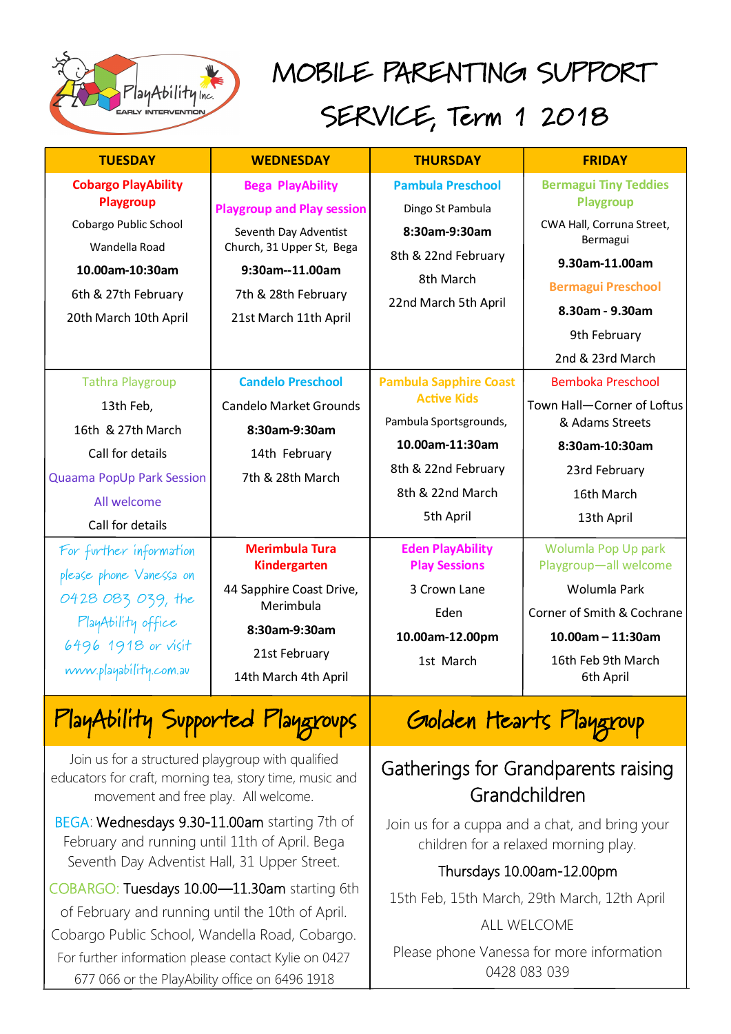PlayAbility Inc. EARLY INTERVENTION

# MOBILE PARENTING SUPPORT SERVICE, Term 1 2018

| TUESDAY | WEDNESDAY | THURSDAY | FRIDAY |
|---|---|---|---|
| **Cobargo PlayAbility Playgroup**<br>Cobargo Public School<br>Wandella Road<br>**10.00am-10:30am**<br>6th & 27th February<br>20th March 10th April | **Bega PlayAbility Playgroup and Play session**<br>Seventh Day Adventist Church, 31 Upper St, Bega<br>**9:30am--11.00am**<br>7th & 28th February<br>21st March 11th April | **Pambula Preschool**<br>Dingo St Pambula<br>**8:30am-9:30am**<br>8th & 22nd February<br>8th March<br>22nd March 5th April | **Bermagui Tiny Teddies Playgroup**<br>CWA Hall, Corruna Street, Bermagui<br>**9.30am-11.00am**<br>**Bermagui Preschool**<br>**8.30am - 9.30am**<br>9th February<br>2nd & 23rd March |
| Tathra Playgroup<br>13th Feb,<br>16th & 27th March<br>Call for details<br>Quaama PopUp Park Session<br>All welcome<br>Call for details | **Candelo Preschool**<br>Candelo Market Grounds<br>**8:30am-9:30am**<br>14th February<br>7th & 28th March | **Pambula Sapphire Coast Active Kids**<br>Pambula Sportsgrounds,<br>**10.00am-11:30am**<br>8th & 22nd February<br>8th & 22nd March<br>5th April | Bemboka Preschool<br>Town Hall—Corner of Loftus & Adams Streets<br>**8:30am-10:30am**<br>23rd February<br>16th March<br>13th April |
| *For further information please phone Vanessa on 0428 083 039, the PlayAbility office 6496 1918 or visit www.playability.com.au* | **Merimbula Tura Kindergarten**<br>44 Sapphire Coast Drive, Merimbula<br>**8:30am-9:30am**<br>21st February<br>14th March 4th April | **Eden PlayAbility Play Sessions**<br>3 Crown Lane<br>Eden<br>**10.00am-12.00pm**<br>1st March | Wolumla Pop Up park Playgroup—all welcome<br>Wolumla Park<br>Corner of Smith & Cochrane<br>**10.00am – 11:30am**<br>16th Feb 9th March<br>6th April |

## PlayAbility Supported Playgroups

Join us for a structured playgroup with qualified educators for craft, morning tea, story time, music and movement and free play. All welcome.

BEGA: Wednesdays 9.30-11.00am starting 7th of February and running until 11th of April. Bega Seventh Day Adventist Hall, 31 Upper Street.

COBARGO: Tuesdays 10.00—11.30am starting 6th of February and running until the 10th of April. Cobargo Public School, Wandella Road, Cobargo.

For further information please contact Kylie on 0427 677 066 or the PlayAbility office on 6496 1918

## Golden Hearts Playgroup

Gatherings for Grandparents raising Grandchildren

Join us for a cuppa and a chat, and bring your children for a relaxed morning play.

Thursdays 10.00am-12.00pm

15th Feb, 15th March, 29th March, 12th April

ALL WELCOME

Please phone Vanessa for more information 0428 083 039